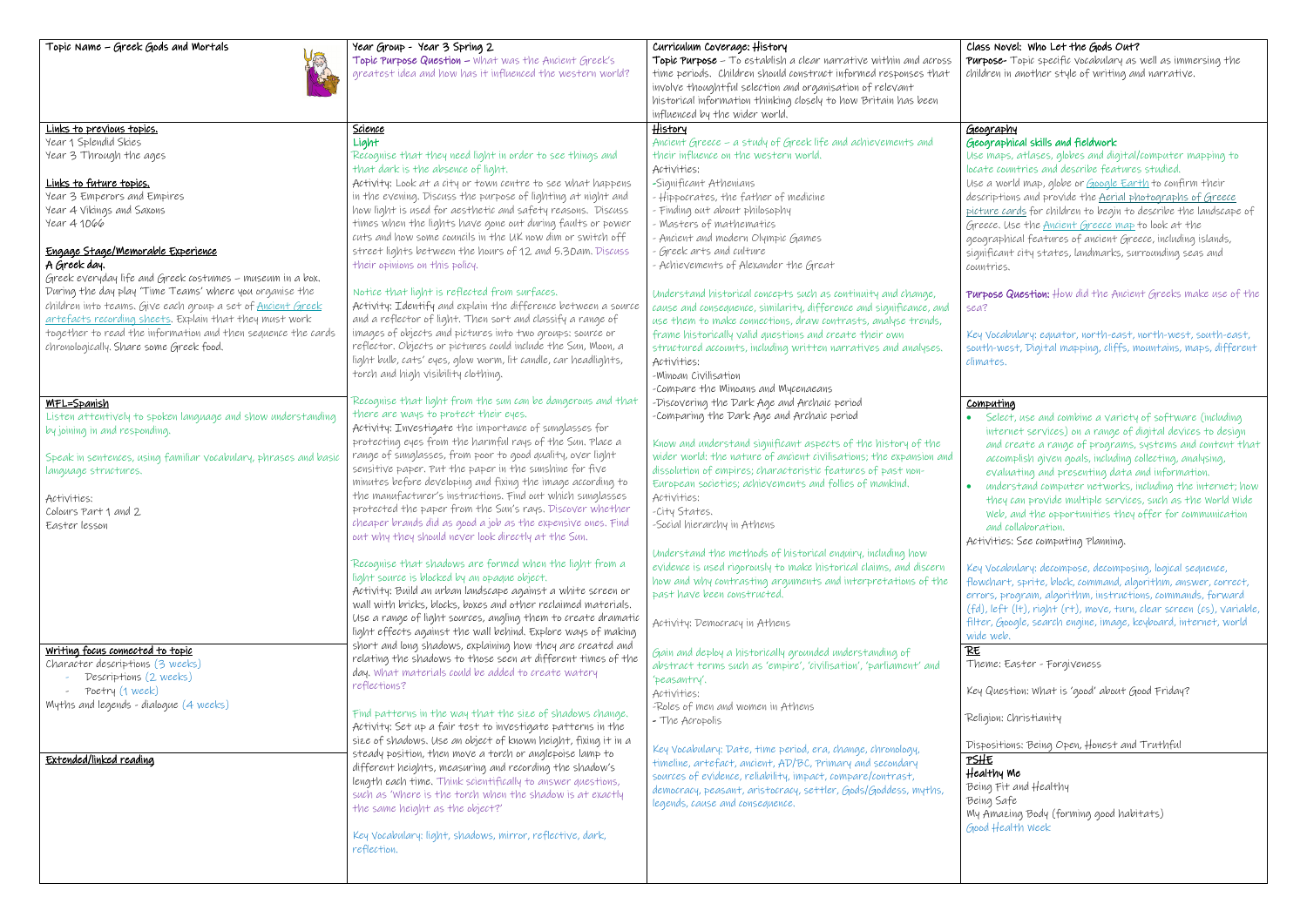## Topic Name – Greek Gods and Mortals

**Year Group - Year 3 Spring 2**

**Topic Purpose Question** – What was the Ancient Greek's greatest idea and how has it influenced the western world?

**Curriculum Coverage: History**

**Topic Purpose** – To establish a clear narrative within and across time periods. Children should construct informed responses that involve thoughtful selection and organisation of relevant historical information thinking closely to how Britain has been influenced by the wider world.

**Class Novel: Who Let the Gods Out?**

**Purpose-** Topic specific vocabulary as well as immersing the children in another style of writing and narrative.

### Links to previous topics.

Year 1 Splendid Skies
Year 3 Through the ages

### Links to future topics.

Year 3 Emperors and Empires
Year 4 Vikings and Saxons
Year 4 1066

### Engage Stage/Memorable Experience

**A Greek day.**

Greek everyday life and Greek costumes – museum in a box. During the day play 'Time Teams' where you organise the children into teams. Give each group a set of Ancient Greek artefacts recording sheets. Explain that they must work together to read the information and then sequence the cards chronologically. Share some Greek food.

### MFL=Spanish

Listen attentively to spoken language and show understanding by joining in and responding.

Speak in sentences, using familiar vocabulary, phrases and basic language structures.

Activities:
Colours Part 1 and 2
Easter lesson

### Writing focus connected to topic

Character descriptions (3 weeks)
- Descriptions (2 weeks)
- Poetry (1 week)

Myths and legends - dialogue (4 weeks)

### Extended/linked reading

### Science

**Light**

Recognise that they need light in order to see things and that dark is the absence of light.

Activity: Look at a city or town centre to see what happens in the evening. Discuss the purpose of lighting at night and how light is used for aesthetic and safety reasons. Discuss times when the lights have gone out during faults or power cuts and how some councils in the UK now dim or switch off street lights between the hours of 12 and 5.30am. Discuss their opinions on this policy.

Notice that light is reflected from surfaces.

Activity: Identify and explain the difference between a source and a reflector of light. Then sort and classify a range of images of objects and pictures into two groups: source or reflector. Objects or pictures could include the Sun, Moon, a light bulb, cats' eyes, glow worm, lit candle, car headlights, torch and high visibility clothing.

Recognise that light from the sun can be dangerous and that there are ways to protect their eyes.

Activity: Investigate the importance of sunglasses for protecting eyes from the harmful rays of the Sun. Place a range of sunglasses, from poor to good quality, over light sensitive paper. Put the paper in the sunshine for five minutes before developing and fixing the image according to the manufacturer's instructions. Find out which sunglasses protected the paper from the Sun's rays. Discover whether cheaper brands did as good a job as the expensive ones. Find out why they should never look directly at the Sun.

Recognise that shadows are formed when the light from a light source is blocked by an opaque object.

Activity: Build an urban landscape against a white screen or wall with bricks, blocks, boxes and other reclaimed materials. Use a range of light sources, angling them to create dramatic light effects against the wall behind. Explore ways of making short and long shadows, explaining how they are created and relating the shadows to those seen at different times of the day. What materials could be added to create watery reflections?

Find patterns in the way that the size of shadows change.

Activity: Set up a fair test to investigate patterns in the size of shadows. Use an object of known height, fixing it in a steady position, then move a torch or anglepoise lamp to different heights, measuring and recording the shadow's length each time. Think scientifically to answer questions, such as 'Where is the torch when the shadow is at exactly the same height as the object?'

Key Vocabulary: light, shadows, mirror, reflective, dark, reflection.

### History

Ancient Greece – a study of Greek life and achievements and their influence on the western world.

Activities:
- Significant Athenians
- Hippocrates, the father of medicine
- Finding out about philosophy
- Masters of mathematics
- Ancient and modern Olympic Games
- Greek arts and culture
- Achievements of Alexander the Great

Understand historical concepts such as continuity and change, cause and consequence, similarity, difference and significance, and use them to make connections, draw contrasts, analyse trends, frame historically valid questions and create their own structured accounts, including written narratives and analyses.

Activities:
- Minoan Civilisation
- Compare the Minoans and Mycenaeans
- Discovering the Dark Age and Archaic period
- Comparing the Dark Age and Archaic period

Know and understand significant aspects of the history of the wider world: the nature of ancient civilisations; the expansion and dissolution of empires; characteristic features of past non-European societies; achievements and follies of mankind.

Activities:
- City States.
- Social hierarchy in Athens

Understand the methods of historical enquiry, including how evidence is used rigorously to make historical claims, and discern how and why contrasting arguments and interpretations of the past have been constructed.

Activity: Democracy in Athens

Gain and deploy a historically grounded understanding of abstract terms such as 'empire', 'civilisation', 'parliament' and 'peasantry'.

Activities:
- Roles of men and women in Athens
- The Acropolis

Key Vocabulary: Date, time period, era, change, chronology, timeline, artefact, ancient, AD/BC, Primary and secondary sources of evidence, reliability, impact, compare/contrast, democracy, peasant, aristocracy, settler, Gods/Goddess, myths, legends, cause and consequence.

### Geography

**Geographical skills and fieldwork**

Use maps, atlases, globes and digital/computer mapping to locate countries and describe features studied.

Use a world map, globe or Google Earth to confirm their descriptions and provide the Aerial photographs of Greece picture cards for children to begin to describe the landscape of Greece. Use the Ancient Greece map to look at the geographical features of ancient Greece, including islands, significant city states, landmarks, surrounding seas and countries.

**Purpose Question:** How did the Ancient Greeks make use of the sea?

Key Vocabulary: equator, north-east, north-west, south-east, south-west, Digital mapping, cliffs, mountains, maps, different climates.

### Computing

- Select, use and combine a variety of software (including internet services) on a range of digital devices to design and create a range of programs, systems and content that accomplish given goals, including collecting, analysing, evaluating and presenting data and information.
- understand computer networks, including the internet; how they can provide multiple services, such as the World Wide Web, and the opportunities they offer for communication and collaboration.

Activities: See computing Planning.

Key Vocabulary: decompose, decomposing, logical sequence, flowchart, sprite, block, command, algorithm, answer, correct, errors, program, algorithm, instructions, commands, forward (fd), left (lt), right (rt), move, turn, clear screen (cs), variable, filter, Google, search engine, image, keyboard, internet, world wide web.

### RE

Theme: Easter - Forgiveness

Key Question: What is 'good' about Good Friday?

Religion: Christianity

Dispositions: Being Open, Honest and Truthful

### PSHE

**Healthy Me**

Being Fit and Healthy
Being Safe
My Amazing Body (forming good habitats)
Good Health Week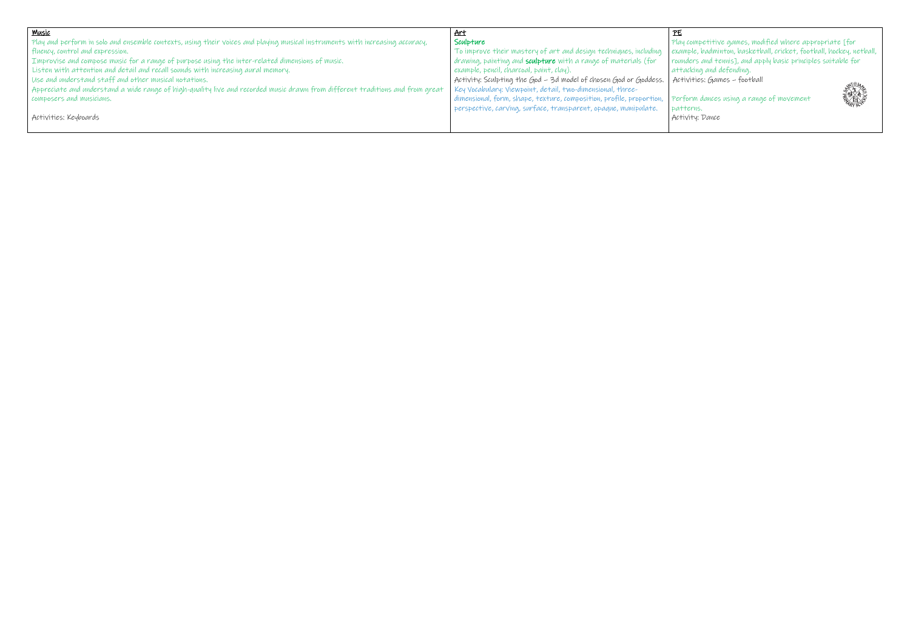| Music | Art | PE |
|---|---|---|
| Play and perform in solo and ensemble contexts, using their voices and playing musical instruments with increasing accuracy, fluency, control and expression.<br>Improvise and compose music for a range of purpose using the inter-related dimensions of music.<br>Listen with attention and detail and recall sounds with increasing aural memory.<br>Use and understand staff and other musical notations.<br>Appreciate and understand a wide range of high-quality live and recorded music drawn from different traditions and from great composers and musicians.<br><br>Activities: Keyboards | **Sculpture**<br>To improve their mastery of art and design techniques, including drawing, painting and **sculpture** with a range of materials (for example, pencil, charcoal, paint, clay).<br>Activity: Sculpting the God – 3d model of chosen God or Goddess.<br>Key Vocabulary: Viewpoint, detail, two-dimensional, three-dimensional, form, shape, texture, composition, profile, proportion, perspective, carving, surface, transparent, opaque, manipulate. | Play competitive games, modified where appropriate [for example, badminton, basketball, cricket, football, hockey, netball, rounders and tennis], and apply basic principles suitable for attacking and defending.<br>Activities: Games – football<br><br>Perform dances using a range of movement patterns.<br>Activity: Dance |